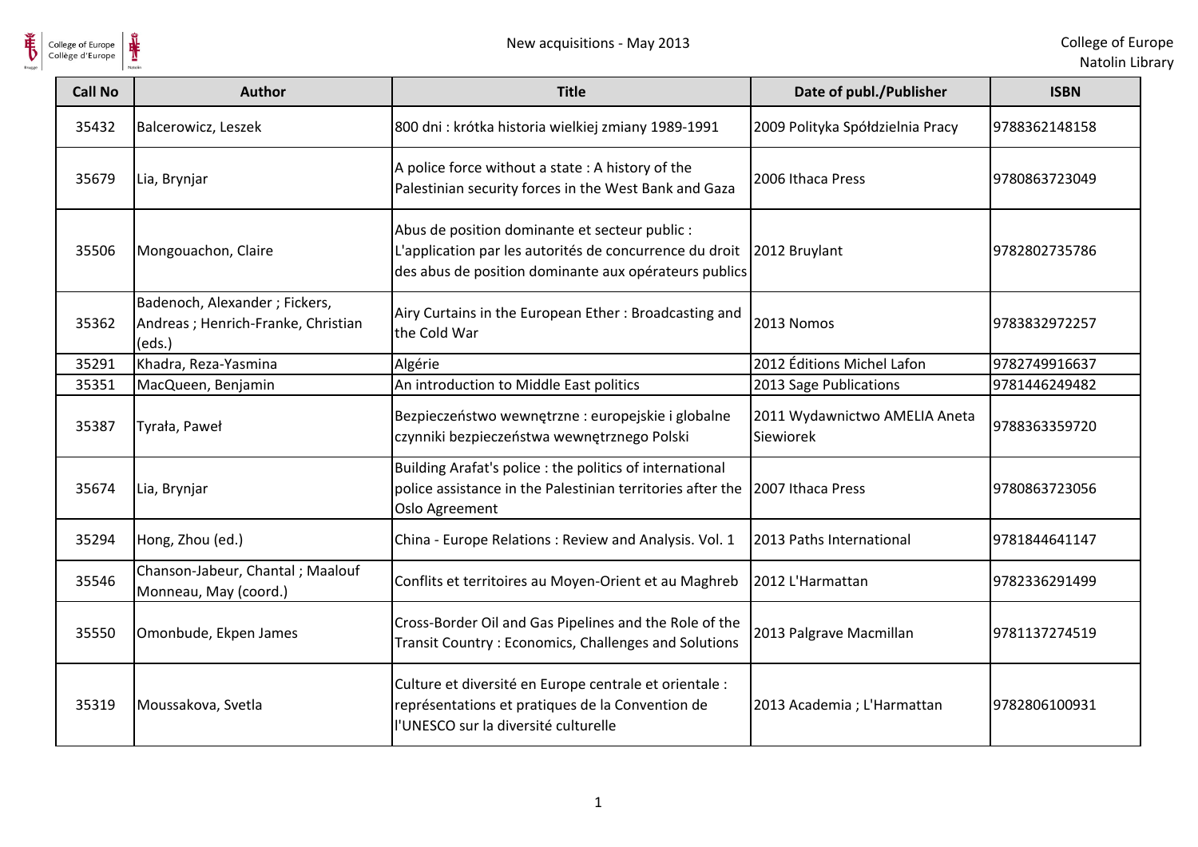| Call No | Author | Title | Date of publ./Publisher | ISBN |
|---|---|---|---|---|
| 35432 | Balcerowicz, Leszek | 800 dni : krótka historia wielkiej zmiany 1989-1991 | 2009 Polityka Spółdzielnia Pracy | 9788362148158 |
| 35679 | Lia, Brynjar | A police force without a state : A history of the Palestinian security forces in the West Bank and Gaza | 2006 Ithaca Press | 9780863723049 |
| 35506 | Mongouachon, Claire | Abus de position dominante et secteur public : L'application par les autorités de concurrence du droit des abus de position dominante aux opérateurs publics | 2012 Bruylant | 9782802735786 |
| 35362 | Badenoch, Alexander ; Fickers, Andreas ; Henrich-Franke, Christian (eds.) | Airy Curtains in the European Ether : Broadcasting and the Cold War | 2013 Nomos | 9783832972257 |
| 35291 | Khadra, Reza-Yasmina | Algérie | 2012 Éditions Michel Lafon | 9782749916637 |
| 35351 | MacQueen, Benjamin | An introduction to Middle East politics | 2013 Sage Publications | 9781446249482 |
| 35387 | Tyrała, Paweł | Bezpieczeństwo wewnętrzne : europejskie i globalne czynniki bezpieczeństwa wewnętrznego Polski | 2011 Wydawnictwo AMELIA Aneta Siewiorek | 9788363359720 |
| 35674 | Lia, Brynjar | Building Arafat's police : the politics of international police assistance in the Palestinian territories after the Oslo Agreement | 2007 Ithaca Press | 9780863723056 |
| 35294 | Hong, Zhou (ed.) | China - Europe Relations : Review and Analysis. Vol. 1 | 2013 Paths International | 9781844641147 |
| 35546 | Chanson-Jabeur, Chantal ; Maalouf Monneau, May (coord.) | Conflits et territoires au Moyen-Orient et au Maghreb | 2012 L'Harmattan | 9782336291499 |
| 35550 | Omonbude, Ekpen James | Cross-Border Oil and Gas Pipelines and the Role of the Transit Country : Economics, Challenges and Solutions | 2013 Palgrave Macmillan | 9781137274519 |
| 35319 | Moussakova, Svetla | Culture et diversité en Europe centrale et orientale : représentations et pratiques de la Convention de l'UNESCO sur la diversité culturelle | 2013 Academia ; L'Harmattan | 9782806100931 |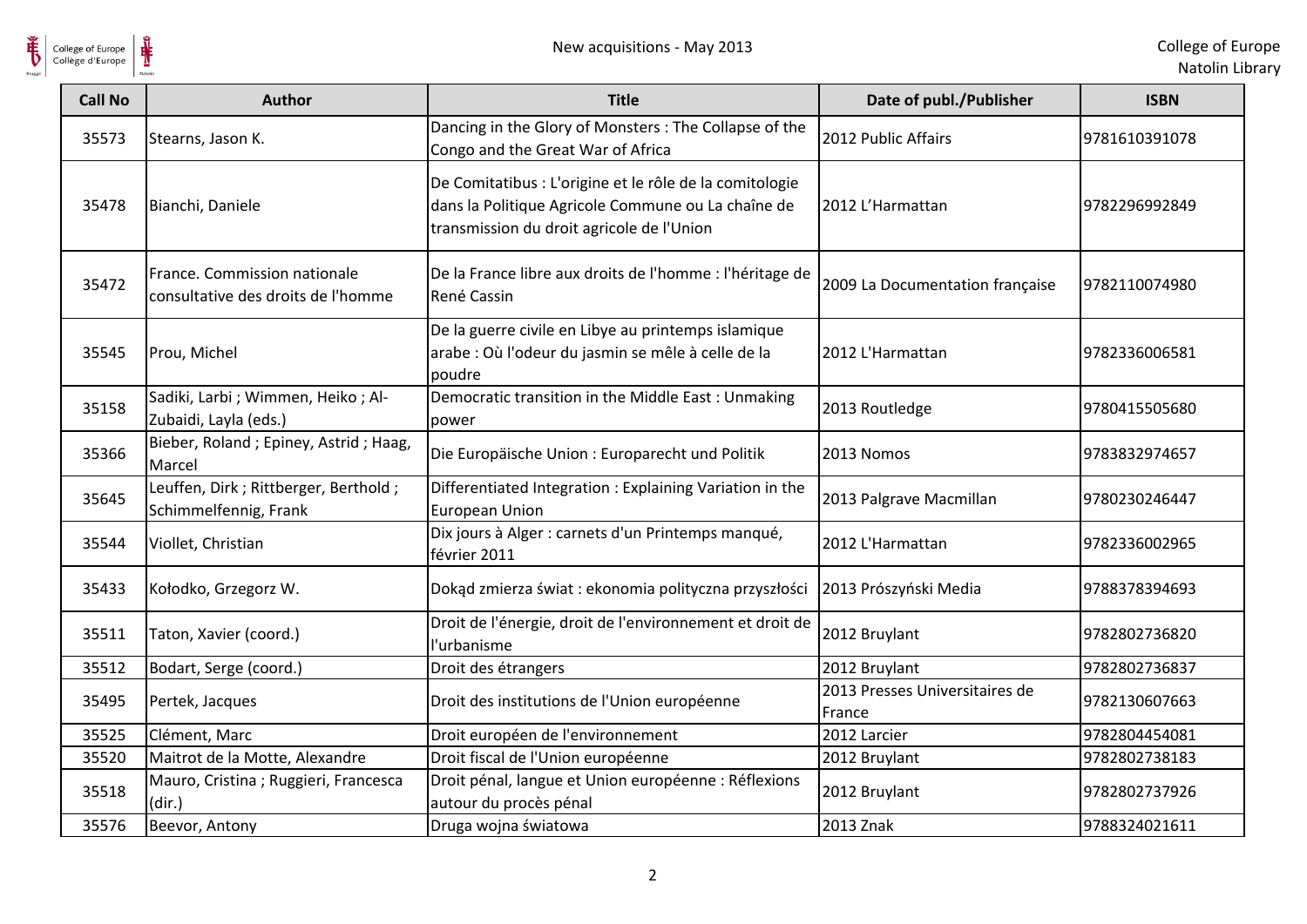| Call No | Author | Title | Date of publ./Publisher | ISBN |
|---|---|---|---|---|
| 35573 | Stearns, Jason K. | Dancing in the Glory of Monsters : The Collapse of the Congo and the Great War of Africa | 2012 Public Affairs | 9781610391078 |
| 35478 | Bianchi, Daniele | De Comitatibus : L'origine et le rôle de la comitologie dans la Politique Agricole Commune ou La chaîne de transmission du droit agricole de l'Union | 2012 L'Harmattan | 9782296992849 |
| 35472 | France. Commission nationale consultative des droits de l'homme | De la France libre aux droits de l'homme : l'héritage de René Cassin | 2009 La Documentation française | 9782110074980 |
| 35545 | Prou, Michel | De la guerre civile en Libye au printemps islamique arabe : Où l'odeur du jasmin se mêle à celle de la poudre | 2012 L'Harmattan | 9782336006581 |
| 35158 | Sadiki, Larbi ; Wimmen, Heiko ; Al-Zubaidi, Layla (eds.) | Democratic transition in the Middle East : Unmaking power | 2013 Routledge | 9780415505680 |
| 35366 | Bieber, Roland ; Epiney, Astrid ; Haag, Marcel | Die Europäische Union : Europarecht und Politik | 2013 Nomos | 9783832974657 |
| 35645 | Leuffen, Dirk ; Rittberger, Berthold ; Schimmelfennig, Frank | Differentiated Integration : Explaining Variation in the European Union | 2013 Palgrave Macmillan | 9780230246447 |
| 35544 | Viollet, Christian | Dix jours à Alger : carnets d'un Printemps manqué, février 2011 | 2012 L'Harmattan | 9782336002965 |
| 35433 | Kołodko, Grzegorz W. | Dokąd zmierza świat : ekonomia polityczna przyszłości | 2013 Prószyński Media | 9788378394693 |
| 35511 | Taton, Xavier (coord.) | Droit de l'énergie, droit de l'environnement et droit de l'urbanisme | 2012 Bruylant | 9782802736820 |
| 35512 | Bodart, Serge (coord.) | Droit des étrangers | 2012 Bruylant | 9782802736837 |
| 35495 | Pertek, Jacques | Droit des institutions de l'Union européenne | 2013 Presses Universitaires de France | 9782130607663 |
| 35525 | Clément, Marc | Droit européen de l'environnement | 2012 Larcier | 9782804454081 |
| 35520 | Maitrot de la Motte, Alexandre | Droit fiscal de l'Union européenne | 2012 Bruylant | 9782802738183 |
| 35518 | Mauro, Cristina ; Ruggieri, Francesca (dir.) | Droit pénal, langue et Union européenne : Réflexions autour du procès pénal | 2012 Bruylant | 9782802737926 |
| 35576 | Beevor, Antony | Druga wojna światowa | 2013 Znak | 9788324021611 |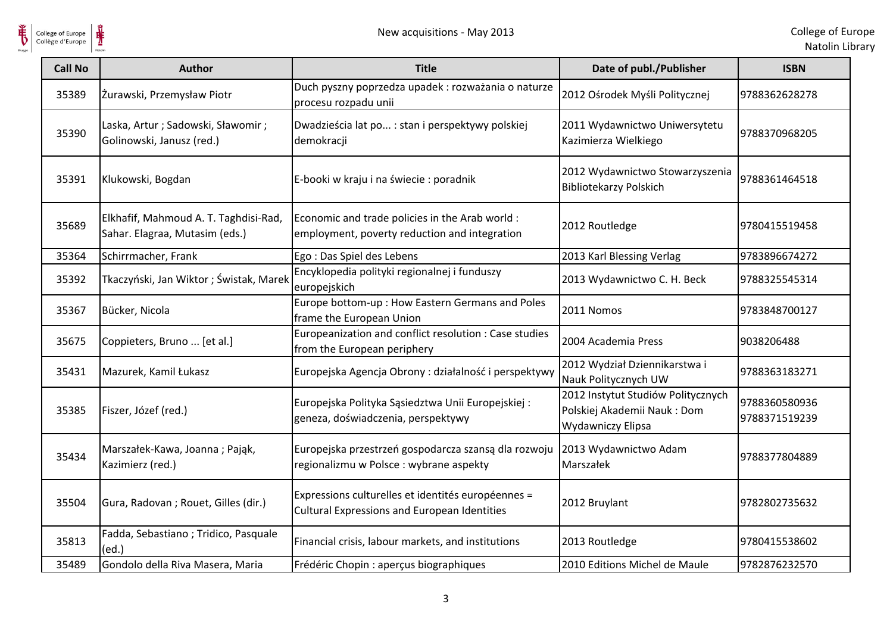| Call No | Author | Title | Date of publ./Publisher | ISBN |
| --- | --- | --- | --- | --- |
| 35389 | Żurawski, Przemysław Piotr | Duch pyszny poprzedza upadek : rozważania o naturze procesu rozpadu unii | 2012 Ośrodek Myśli Politycznej | 9788362628278 |
| 35390 | Laska, Artur ; Sadowski, Sławomir ; Golinowski, Janusz (red.) | Dwadzieścia lat po... : stan i perspektywy polskiej demokracji | 2011 Wydawnictwo Uniwersytetu Kazimierza Wielkiego | 9788370968205 |
| 35391 | Klukowski, Bogdan | E-booki w kraju i na świecie : poradnik | 2012 Wydawnictwo Stowarzyszenia Bibliotekarzy Polskich | 9788361464518 |
| 35689 | Elkhafif, Mahmoud A. T. Taghdisi-Rad, Sahar. Elagraa, Mutasim (eds.) | Economic and trade policies in the Arab world : employment, poverty reduction and integration | 2012 Routledge | 9780415519458 |
| 35364 | Schirrmacher, Frank | Ego : Das Spiel des Lebens | 2013 Karl Blessing Verlag | 9783896674272 |
| 35392 | Tkaczyński, Jan Wiktor ; Świstak, Marek | Encyklopedia polityki regionalnej i funduszy europejskich | 2013 Wydawnictwo C. H. Beck | 9788325545314 |
| 35367 | Bücker, Nicola | Europe bottom-up : How Eastern Germans and Poles frame the European Union | 2011 Nomos | 9783848700127 |
| 35675 | Coppieters, Bruno ... [et al.] | Europeanization and conflict resolution : Case studies from the European periphery | 2004 Academia Press | 9038206488 |
| 35431 | Mazurek, Kamil Łukasz | Europejska Agencja Obrony : działalność i perspektywy | 2012 Wydział Dziennikarstwa i Nauk Politycznych UW | 9788363183271 |
| 35385 | Fiszer, Józef (red.) | Europejska Polityka Sąsiedztwa Unii Europejskiej : geneza, doświadczenia, perspektywy | 2012 Instytut Studiów Politycznych Polskiej Akademii Nauk : Dom Wydawniczy Elipsa | 9788360580936 9788371519239 |
| 35434 | Marszałek-Kawa, Joanna ; Pająk, Kazimierz (red.) | Europejska przestrzeń gospodarcza szansą dla rozwoju regionalizmu w Polsce : wybrane aspekty | 2013 Wydawnictwo Adam Marszałek | 9788377804889 |
| 35504 | Gura, Radovan ; Rouet, Gilles (dir.) | Expressions culturelles et identités européennes = Cultural Expressions and European Identities | 2012 Bruylant | 9782802735632 |
| 35813 | Fadda, Sebastiano ; Tridico, Pasquale (ed.) | Financial crisis, labour markets, and institutions | 2013 Routledge | 9780415538602 |
| 35489 | Gondolo della Riva Masera, Maria | Frédéric Chopin : aperçus biographiques | 2010 Editions Michel de Maule | 9782876232570 |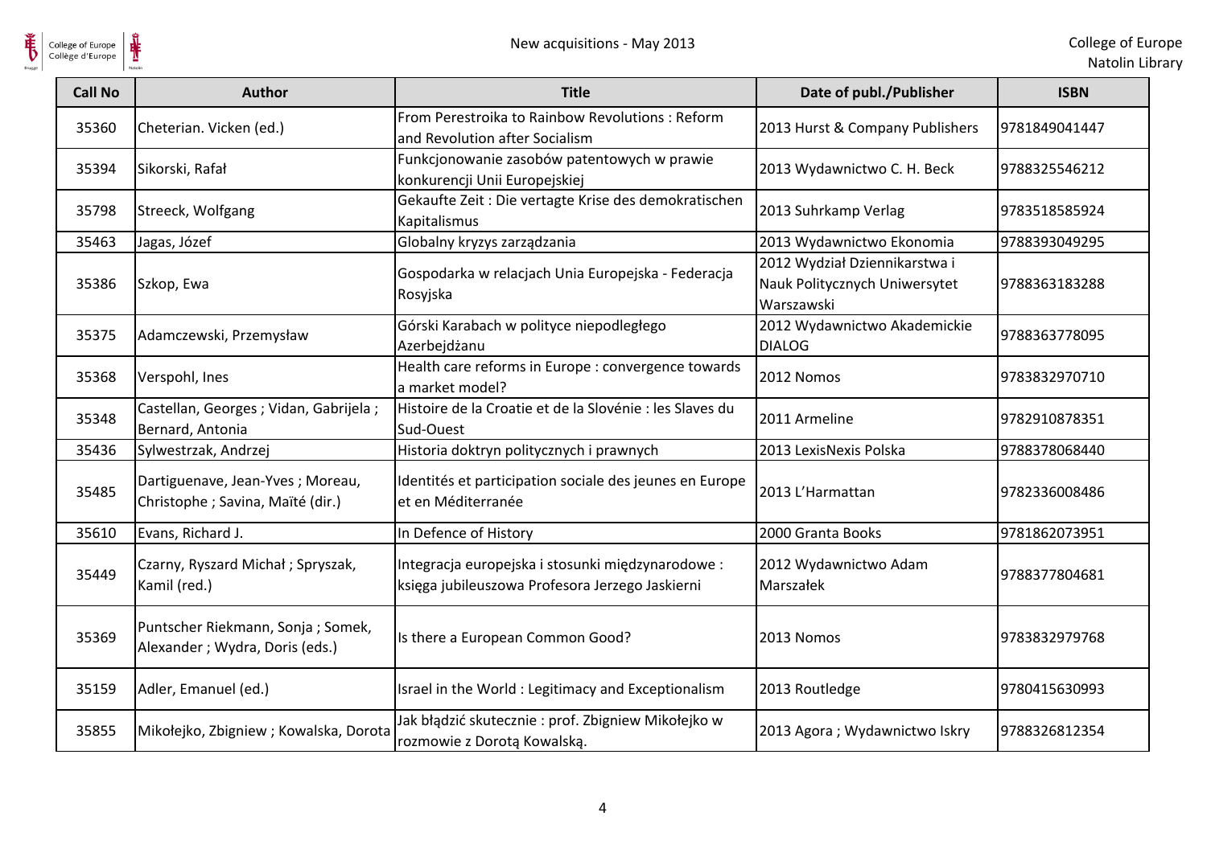| Call No | Author | Title | Date of publ./Publisher | ISBN |
|---|---|---|---|---|
| 35360 | Cheterian. Vicken (ed.) | From Perestroika to Rainbow Revolutions : Reform and Revolution after Socialism | 2013 Hurst & Company Publishers | 9781849041447 |
| 35394 | Sikorski, Rafał | Funkcjonowanie zasobów patentowych w prawie konkurencji Unii Europejskiej | 2013 Wydawnictwo C. H. Beck | 9788325546212 |
| 35798 | Streeck, Wolfgang | Gekaufte Zeit : Die vertagte Krise des demokratischen Kapitalismus | 2013 Suhrkamp Verlag | 9783518585924 |
| 35463 | Jagas, Józef | Globalny kryzys zarządzania | 2013 Wydawnictwo Ekonomia | 9788393049295 |
| 35386 | Szkop, Ewa | Gospodarka w relacjach Unia Europejska - Federacja Rosyjska | 2012 Wydział Dziennikarstwa i Nauk Politycznych Uniwersytet Warszawski | 9788363183288 |
| 35375 | Adamczewski, Przemysław | Górski Karabach w polityce niepodległego Azerbejdżanu | 2012 Wydawnictwo Akademickie DIALOG | 9788363778095 |
| 35368 | Verspohl, Ines | Health care reforms in Europe : convergence towards a market model? | 2012 Nomos | 9783832970710 |
| 35348 | Castellan, Georges ; Vidan, Gabrijela ; Bernard, Antonia | Histoire de la Croatie et de la Slovénie : les Slaves du Sud-Ouest | 2011 Armeline | 9782910878351 |
| 35436 | Sylwestrzak, Andrzej | Historia doktryn politycznych i prawnych | 2013 LexisNexis Polska | 9788378068440 |
| 35485 | Dartiguenave, Jean-Yves ; Moreau, Christophe ; Savina, Maïté (dir.) | Identités et participation sociale des jeunes en Europe et en Méditerranée | 2013 L'Harmattan | 9782336008486 |
| 35610 | Evans, Richard J. | In Defence of History | 2000 Granta Books | 9781862073951 |
| 35449 | Czarny, Ryszard Michał ; Spryszak, Kamil (red.) | Integracja europejska i stosunki międzynarodowe : księga jubileuszowa Profesora Jerzego Jaskierni | 2012 Wydawnictwo Adam Marszałek | 9788377804681 |
| 35369 | Puntscher Riekmann, Sonja ; Somek, Alexander ; Wydra, Doris (eds.) | Is there a European Common Good? | 2013 Nomos | 9783832979768 |
| 35159 | Adler, Emanuel (ed.) | Israel in the World : Legitimacy and Exceptionalism | 2013 Routledge | 9780415630993 |
| 35855 | Mikołejko, Zbigniew ; Kowalska, Dorota | Jak błądzić skutecznie : prof. Zbigniew Mikołejko w rozmowie z Dorotą Kowalską. | 2013 Agora ; Wydawnictwo Iskry | 9788326812354 |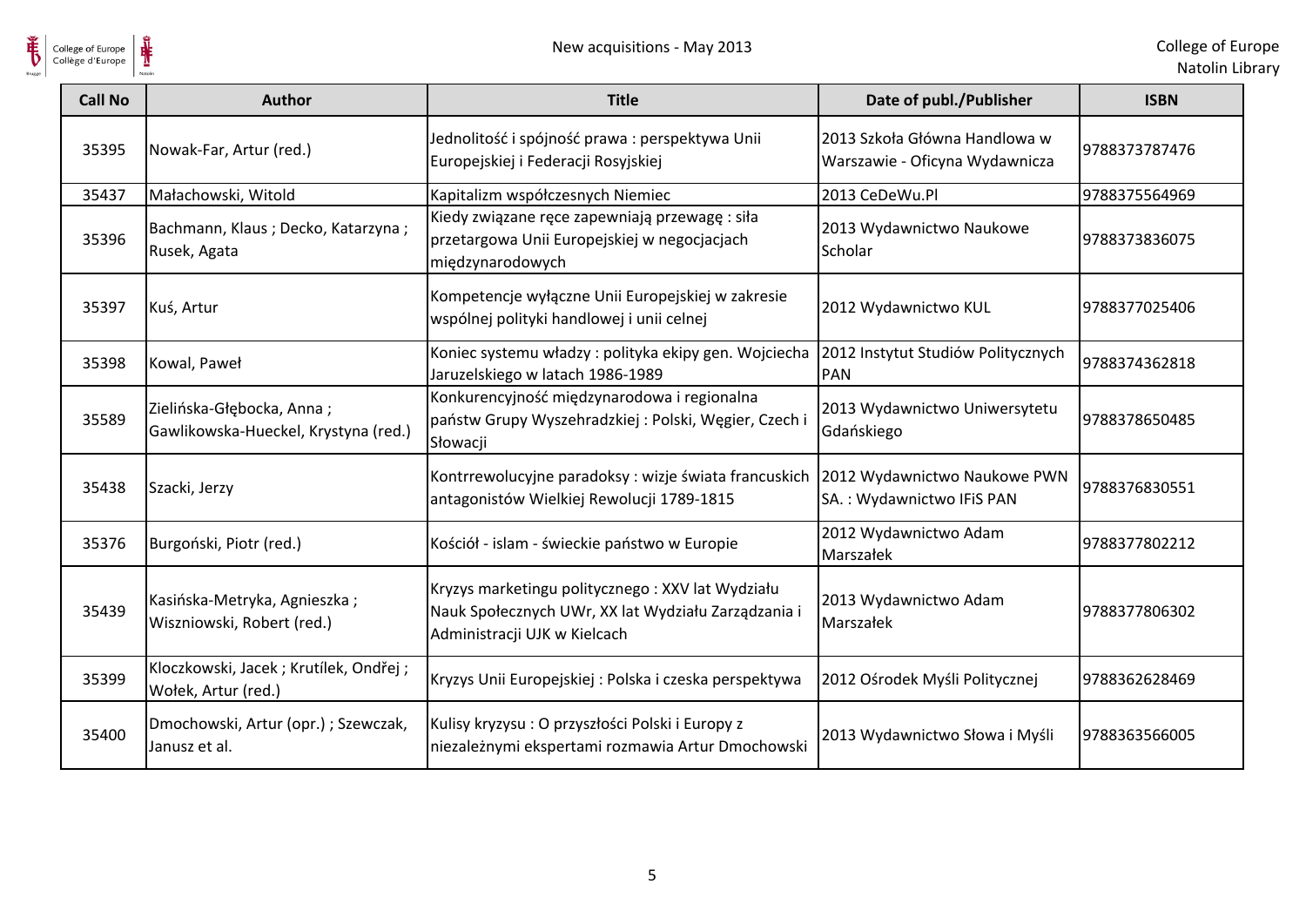| Call No | Author | Title | Date of publ./Publisher | ISBN |
| --- | --- | --- | --- | --- |
| 35395 | Nowak-Far, Artur (red.) | Jednolitość i spójność prawa : perspektywa Unii Europejskiej i Federacji Rosyjskiej | 2013 Szkoła Główna Handlowa w Warszawie - Oficyna Wydawnicza | 9788373787476 |
| 35437 | Małachowski, Witold | Kapitalizm współczesnych Niemiec | 2013 CeDeWu.Pl | 9788375564969 |
| 35396 | Bachmann, Klaus ; Decko, Katarzyna ; Rusek, Agata | Kiedy związane ręce zapewniają przewagę : siła przetargowa Unii Europejskiej w negocjacjach międzynarodowych | 2013 Wydawnictwo Naukowe Scholar | 9788373836075 |
| 35397 | Kuś, Artur | Kompetencje wyłączne Unii Europejskiej w zakresie wspólnej polityki handlowej i unii celnej | 2012 Wydawnictwo KUL | 9788377025406 |
| 35398 | Kowal, Paweł | Koniec systemu władzy : polityka ekipy gen. Wojciecha Jaruzelskiego w latach 1986-1989 | 2012 Instytut Studiów Politycznych PAN | 9788374362818 |
| 35589 | Zielińska-Głębocka, Anna ; Gawlikowska-Hueckel, Krystyna (red.) | Konkurencyjność międzynarodowa i regionalna państw Grupy Wyszehradzkiej : Polski, Węgier, Czech i Słowacji | 2013 Wydawnictwo Uniwersytetu Gdańskiego | 9788378650485 |
| 35438 | Szacki, Jerzy | Kontrrewolucyjne paradoksy : wizje świata francuskich antagonistów Wielkiej Rewolucji 1789-1815 | 2012 Wydawnictwo Naukowe PWN SA. : Wydawnictwo IFiS PAN | 9788376830551 |
| 35376 | Burgoński, Piotr (red.) | Kościół - islam - świeckie państwo w Europie | 2012 Wydawnictwo Adam Marszałek | 9788377802212 |
| 35439 | Kasińska-Metryka, Agnieszka ; Wiszniowski, Robert (red.) | Kryzys marketingu politycznego : XXV lat Wydziału Nauk Społecznych UWr, XX lat Wydziału Zarządzania i Administracji UJK w Kielcach | 2013 Wydawnictwo Adam Marszałek | 9788377806302 |
| 35399 | Kloczkowski, Jacek ; Krutílek, Ondřej ; Wołek, Artur (red.) | Kryzys Unii Europejskiej : Polska i czeska perspektywa | 2012 Ośrodek Myśli Politycznej | 9788362628469 |
| 35400 | Dmochowski, Artur (opr.) ; Szewczak, Janusz et al. | Kulisy kryzysu : O przyszłości Polski i Europy z niezależnymi ekspertami rozmawia Artur Dmochowski | 2013 Wydawnictwo Słowa i Myśli | 9788363566005 |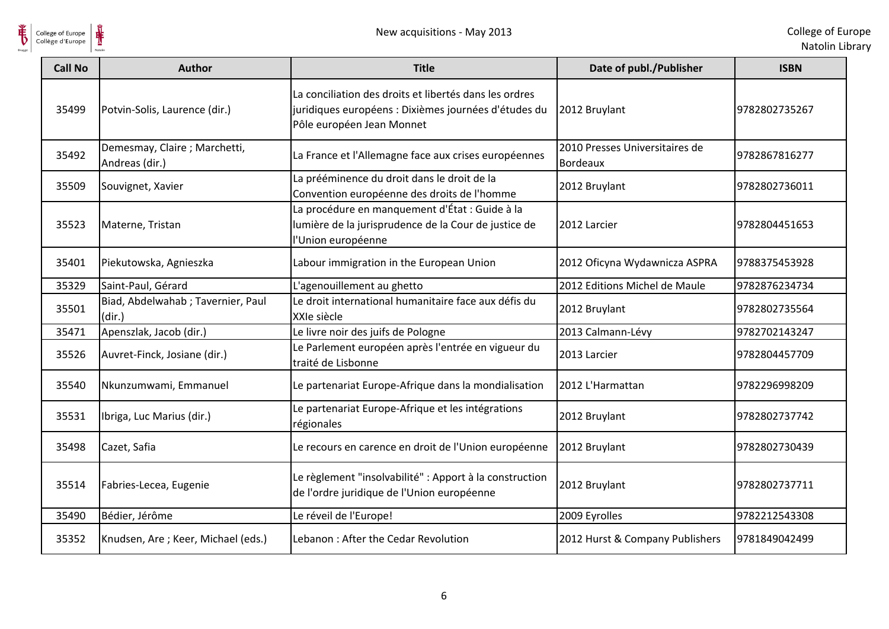| Call No | Author | Title | Date of publ./Publisher | ISBN |
|---|---|---|---|---|
| 35499 | Potvin-Solis, Laurence (dir.) | La conciliation des droits et libertés dans les ordres juridiques européens : Dixièmes journées d'études du Pôle européen Jean Monnet | 2012 Bruylant | 9782802735267 |
| 35492 | Demesmay, Claire ; Marchetti, Andreas (dir.) | La France et l'Allemagne face aux crises européennes | 2010 Presses Universitaires de Bordeaux | 9782867816277 |
| 35509 | Souvignet, Xavier | La prééminence du droit dans le droit de la Convention européenne des droits de l'homme | 2012 Bruylant | 9782802736011 |
| 35523 | Materne, Tristan | La procédure en manquement d'État : Guide à la lumière de la jurisprudence de la Cour de justice de l'Union européenne | 2012 Larcier | 9782804451653 |
| 35401 | Piekutowska, Agnieszka | Labour immigration in the European Union | 2012 Oficyna Wydawnicza ASPRA | 9788375453928 |
| 35329 | Saint-Paul, Gérard | L'agenouillement au ghetto | 2012 Editions Michel de Maule | 9782876234734 |
| 35501 | Biad, Abdelwahab ; Tavernier, Paul (dir.) | Le droit international humanitaire face aux défis du XXIe siècle | 2012 Bruylant | 9782802735564 |
| 35471 | Apenszlak, Jacob (dir.) | Le livre noir des juifs de Pologne | 2013 Calmann-Lévy | 9782702143247 |
| 35526 | Auvret-Finck, Josiane (dir.) | Le Parlement européen après l'entrée en vigueur du traité de Lisbonne | 2013 Larcier | 9782804457709 |
| 35540 | Nkunzumwami, Emmanuel | Le partenariat Europe-Afrique dans la mondialisation | 2012 L'Harmattan | 9782296998209 |
| 35531 | Ibriga, Luc Marius (dir.) | Le partenariat Europe-Afrique et les intégrations régionales | 2012 Bruylant | 9782802737742 |
| 35498 | Cazet, Safia | Le recours en carence en droit de l'Union européenne | 2012 Bruylant | 9782802730439 |
| 35514 | Fabries-Lecea, Eugenie | Le règlement "insolvabilité" : Apport à la construction de l'ordre juridique de l'Union européenne | 2012 Bruylant | 9782802737711 |
| 35490 | Bédier, Jérôme | Le réveil de l'Europe! | 2009 Eyrolles | 9782212543308 |
| 35352 | Knudsen, Are ; Keer, Michael (eds.) | Lebanon : After the Cedar Revolution | 2012 Hurst & Company Publishers | 9781849042499 |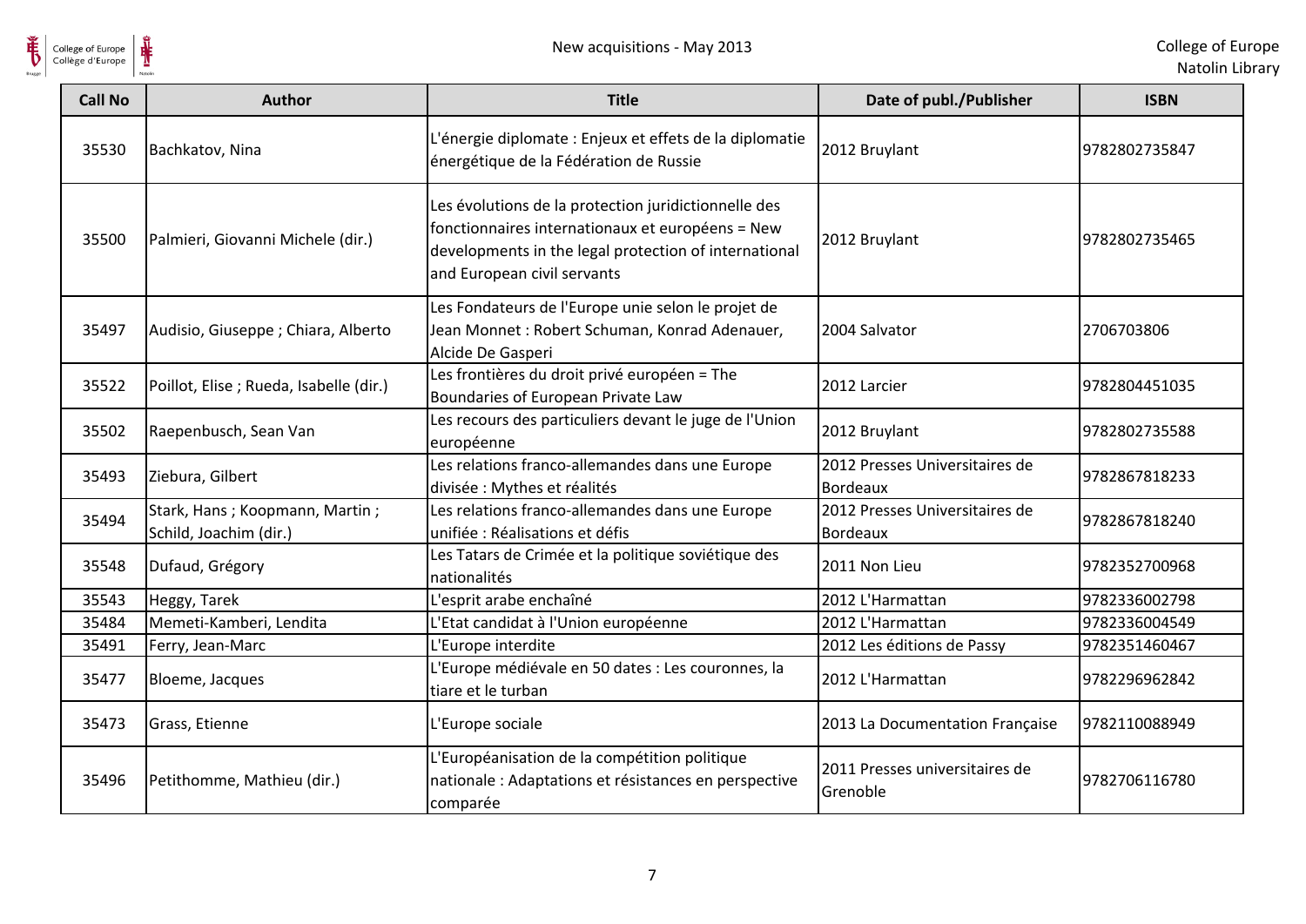| Call No | Author | Title | Date of publ./Publisher | ISBN |
| --- | --- | --- | --- | --- |
| 35530 | Bachkatov, Nina | L'énergie diplomate : Enjeux et effets de la diplomatie énergétique de la Fédération de Russie | 2012 Bruylant | 9782802735847 |
| 35500 | Palmieri, Giovanni Michele (dir.) | Les évolutions de la protection juridictionnelle des fonctionnaires internationaux et européens = New developments in the legal protection of international and European civil servants | 2012 Bruylant | 9782802735465 |
| 35497 | Audisio, Giuseppe ; Chiara, Alberto | Les Fondateurs de l'Europe unie selon le projet de Jean Monnet : Robert Schuman, Konrad Adenauer, Alcide De Gasperi | 2004 Salvator | 2706703806 |
| 35522 | Poillot, Elise ; Rueda, Isabelle (dir.) | Les frontières du droit privé européen = The Boundaries of European Private Law | 2012 Larcier | 9782804451035 |
| 35502 | Raepenbusch, Sean Van | Les recours des particuliers devant le juge de l'Union européenne | 2012 Bruylant | 9782802735588 |
| 35493 | Ziebura, Gilbert | Les relations franco-allemandes dans une Europe divisée : Mythes et réalités | 2012 Presses Universitaires de Bordeaux | 9782867818233 |
| 35494 | Stark, Hans ; Koopmann, Martin ; Schild, Joachim (dir.) | Les relations franco-allemandes dans une Europe unifiée : Réalisations et défis | 2012 Presses Universitaires de Bordeaux | 9782867818240 |
| 35548 | Dufaud, Grégory | Les Tatars de Crimée et la politique soviétique des nationalités | 2011 Non Lieu | 9782352700968 |
| 35543 | Heggy, Tarek | L'esprit arabe enchaîné | 2012 L'Harmattan | 9782336002798 |
| 35484 | Memeti-Kamberi, Lendita | L'Etat candidat à l'Union européenne | 2012 L'Harmattan | 9782336004549 |
| 35491 | Ferry, Jean-Marc | L'Europe interdite | 2012 Les éditions de Passy | 9782351460467 |
| 35477 | Bloeme, Jacques | L'Europe médiévale en 50 dates : Les couronnes, la tiare et le turban | 2012 L'Harmattan | 9782296962842 |
| 35473 | Grass, Etienne | L'Europe sociale | 2013 La Documentation Française | 9782110088949 |
| 35496 | Petithomme, Mathieu (dir.) | L'Européanisation de la compétition politique nationale : Adaptations et résistances en perspective comparée | 2011 Presses universitaires de Grenoble | 9782706116780 |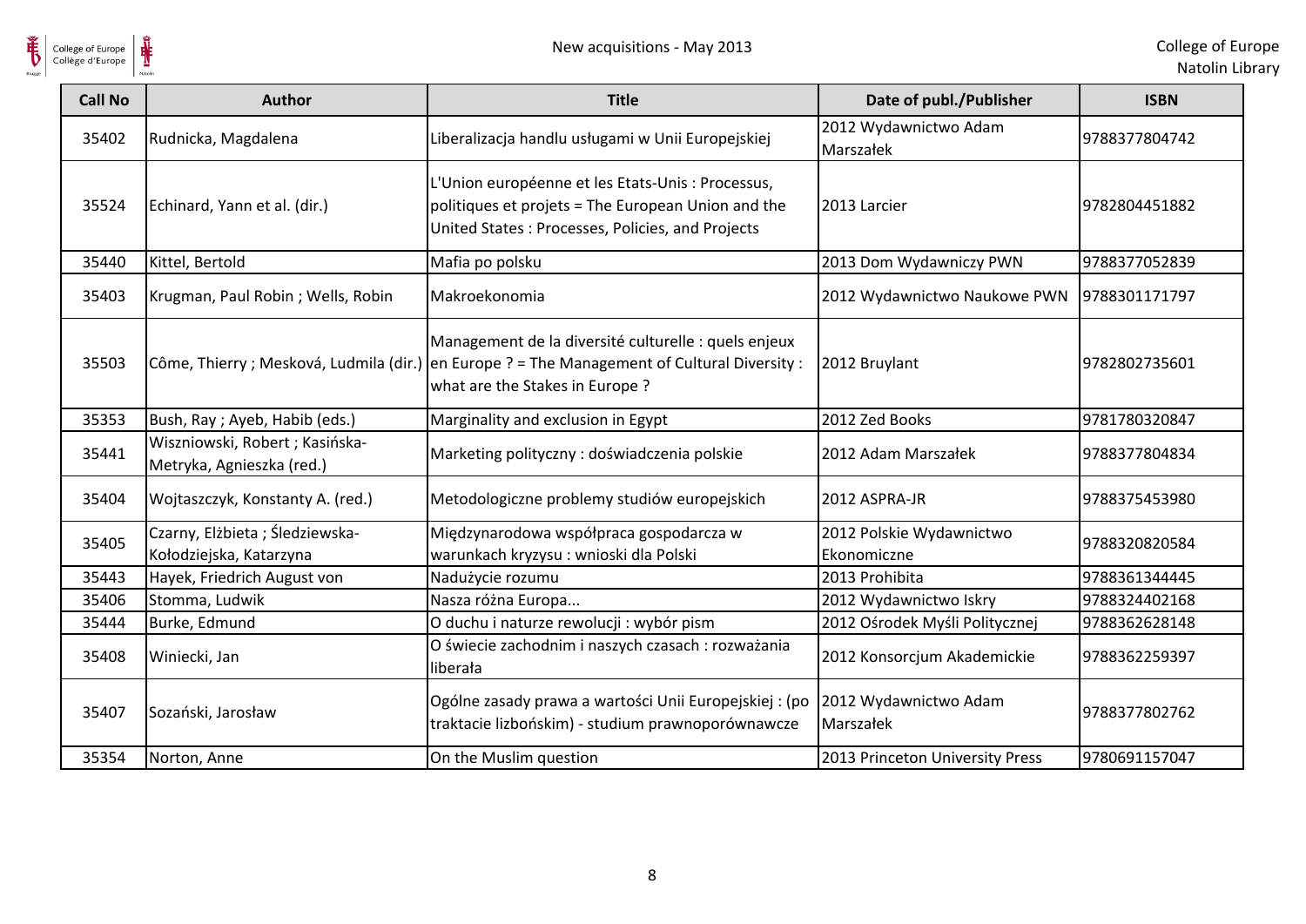| Call No | Author | Title | Date of publ./Publisher | ISBN |
| --- | --- | --- | --- | --- |
| 35402 | Rudnicka, Magdalena | Liberalizacja handlu usługami w Unii Europejskiej | 2012 Wydawnictwo Adam Marszałek | 9788377804742 |
| 35524 | Echinard, Yann et al. (dir.) | L'Union européenne et les Etats-Unis : Processus, politiques et projets = The European Union and the United States : Processes, Policies, and Projects | 2013 Larcier | 9782804451882 |
| 35440 | Kittel, Bertold | Mafia po polsku | 2013 Dom Wydawniczy PWN | 9788377052839 |
| 35403 | Krugman, Paul Robin ; Wells, Robin | Makroekonomia | 2012 Wydawnictwo Naukowe PWN | 9788301171797 |
| 35503 | Côme, Thierry ; Mesková, Ludmila (dir.) | Management de la diversité culturelle : quels enjeux en Europe ? = The Management of Cultural Diversity : what are the Stakes in Europe ? | 2012 Bruylant | 9782802735601 |
| 35353 | Bush, Ray ; Ayeb, Habib (eds.) | Marginality and exclusion in Egypt | 2012 Zed Books | 9781780320847 |
| 35441 | Wiszniowski, Robert ; Kasińska-Metryka, Agnieszka (red.) | Marketing polityczny : doświadczenia polskie | 2012 Adam Marszałek | 9788377804834 |
| 35404 | Wojtaszczyk, Konstanty A. (red.) | Metodologiczne problemy studiów europejskich | 2012 ASPRA-JR | 9788375453980 |
| 35405 | Czarny, Elżbieta ; Śledziewska-Kołodziejska, Katarzyna | Międzynarodowa współpraca gospodarcza w warunkach kryzysu : wnioski dla Polski | 2012 Polskie Wydawnictwo Ekonomiczne | 9788320820584 |
| 35443 | Hayek, Friedrich August von | Nadużycie rozumu | 2013 Prohibita | 9788361344445 |
| 35406 | Stomma, Ludwik | Nasza różna Europa... | 2012 Wydawnictwo Iskry | 9788324402168 |
| 35444 | Burke, Edmund | O duchu i naturze rewolucji : wybór pism | 2012 Ośrodek Myśli Politycznej | 9788362628148 |
| 35408 | Winiecki, Jan | O świecie zachodnim i naszych czasach : rozważania liberała | 2012 Konsorcjum Akademickie | 9788362259397 |
| 35407 | Sozański, Jarosław | Ogólne zasady prawa a wartości Unii Europejskiej : (po traktacie lizbońskim) - studium prawnoporównawcze | 2012 Wydawnictwo Adam Marszałek | 9788377802762 |
| 35354 | Norton, Anne | On the Muslim question | 2013 Princeton University Press | 9780691157047 |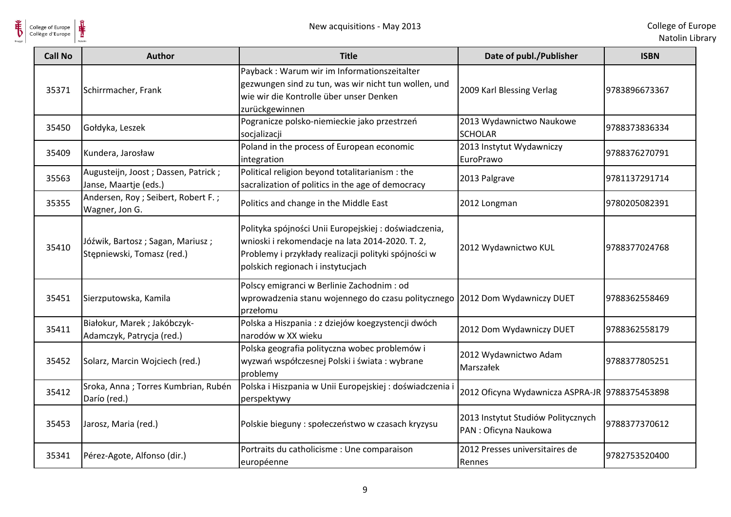| Call No | Author | Title | Date of publ./Publisher | ISBN |
|---|---|---|---|---|
| 35371 | Schirrmacher, Frank | Payback : Warum wir im Informationszeitalter gezwungen sind zu tun, was wir nicht tun wollen, und wie wir die Kontrolle über unser Denken zurückgewinnen | 2009 Karl Blessing Verlag | 9783896673367 |
| 35450 | Gołdyka, Leszek | Pogranicze polsko-niemieckie jako przestrzeń socjalizacji | 2013 Wydawnictwo Naukowe SCHOLAR | 9788373836334 |
| 35409 | Kundera, Jarosław | Poland in the process of European economic integration | 2013 Instytut Wydawniczy EuroPrawo | 9788376270791 |
| 35563 | Augusteijn, Joost ; Dassen, Patrick ; Janse, Maartje (eds.) | Political religion beyond totalitarianism : the sacralization of politics in the age of democracy | 2013 Palgrave | 9781137291714 |
| 35355 | Andersen, Roy ; Seibert, Robert F. ; Wagner, Jon G. | Politics and change in the Middle East | 2012 Longman | 9780205082391 |
| 35410 | Jóźwik, Bartosz ; Sagan, Mariusz ; Stępniewski, Tomasz (red.) | Polityka spójności Unii Europejskiej : doświadczenia, wnioski i rekomendacje na lata 2014-2020. T. 2, Problemy i przykłady realizacji polityki spójności w polskich regionach i instytucjach | 2012 Wydawnictwo KUL | 9788377024768 |
| 35451 | Sierzputowska, Kamila | Polscy emigranci w Berlinie Zachodnim : od wprowadzenia stanu wojennego do czasu politycznego przełomu | 2012 Dom Wydawniczy DUET | 9788362558469 |
| 35411 | Białokur, Marek ; Jakóbczyk-Adamczyk, Patrycja (red.) | Polska a Hiszpania : z dziejów koegzystencji dwóch narodów w XX wieku | 2012 Dom Wydawniczy DUET | 9788362558179 |
| 35452 | Solarz, Marcin Wojciech (red.) | Polska geografia polityczna wobec problemów i wyzwań współczesnej Polski i świata : wybrane problemy | 2012 Wydawnictwo Adam Marszałek | 9788377805251 |
| 35412 | Sroka, Anna ; Torres Kumbrian, Rubén Darío (red.) | Polska i Hiszpania w Unii Europejskiej : doświadczenia i perspektywy | 2012 Oficyna Wydawnicza ASPRA-JR | 9788375453898 |
| 35453 | Jarosz, Maria (red.) | Polskie bieguny : społeczeństwo w czasach kryzysu | 2013 Instytut Studiów Politycznych PAN : Oficyna Naukowa | 9788377370612 |
| 35341 | Pérez-Agote, Alfonso (dir.) | Portraits du catholicisme : Une comparaison européenne | 2012 Presses universitaires de Rennes | 9782753520400 |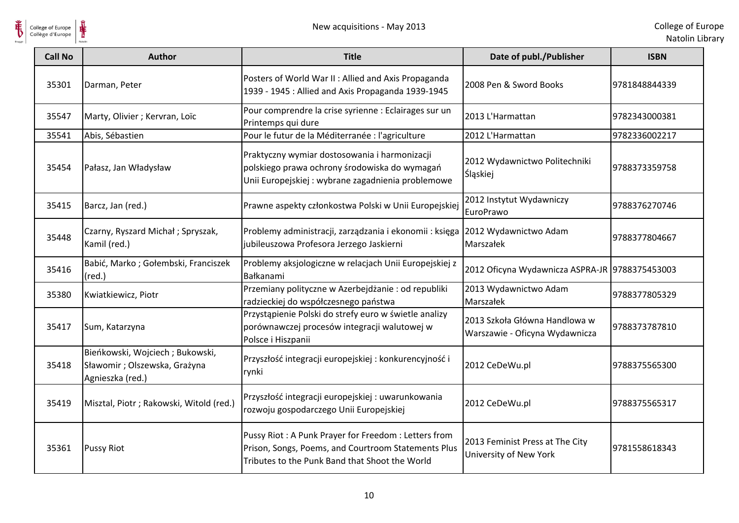| Call No | Author | Title | Date of publ./Publisher | ISBN |
|---|---|---|---|---|
| 35301 | Darman, Peter | Posters of World War II : Allied and Axis Propaganda 1939 - 1945 : Allied and Axis Propaganda 1939-1945 | 2008 Pen & Sword Books | 9781848844339 |
| 35547 | Marty, Olivier ; Kervran, Loïc | Pour comprendre la crise syrienne : Eclairages sur un Printemps qui dure | 2013 L'Harmattan | 9782343000381 |
| 35541 | Abis, Sébastien | Pour le futur de la Méditerranée : l'agriculture | 2012 L'Harmattan | 9782336002217 |
| 35454 | Pałasz, Jan Władysław | Praktyczny wymiar dostosowania i harmonizacji polskiego prawa ochrony środowiska do wymagań Unii Europejskiej : wybrane zagadnienia problemowe | 2012 Wydawnictwo Politechniki Śląskiej | 9788373359758 |
| 35415 | Barcz, Jan (red.) | Prawne aspekty członkostwa Polski w Unii Europejskiej | 2012 Instytut Wydawniczy EuroPrawo | 9788376270746 |
| 35448 | Czarny, Ryszard Michał ; Spryszak, Kamil (red.) | Problemy administracji, zarządzania i ekonomii : księga jubileuszowa Profesora Jerzego Jaskierni | 2012 Wydawnictwo Adam Marszałek | 9788377804667 |
| 35416 | Babić, Marko ; Gołembski, Franciszek (red.) | Problemy aksjologiczne w relacjach Unii Europejskiej z Bałkanami | 2012 Oficyna Wydawnicza ASPRA-JR | 9788375453003 |
| 35380 | Kwiatkiewicz, Piotr | Przemiany polityczne w Azerbejdżanie : od republiki radzieckiej do współczesnego państwa | 2013 Wydawnictwo Adam Marszałek | 9788377805329 |
| 35417 | Sum, Katarzyna | Przystąpienie Polski do strefy euro w świetle analizy porównawczej procesów integracji walutowej w Polsce i Hiszpanii | 2013 Szkoła Główna Handlowa w Warszawie - Oficyna Wydawnicza | 9788373787810 |
| 35418 | Bieńkowski, Wojciech ; Bukowski, Sławomir ; Olszewska, Grażyna Agnieszka (red.) | Przyszłość integracji europejskiej : konkurencyjność i rynki | 2012 CeDeWu.pl | 9788375565300 |
| 35419 | Misztal, Piotr ; Rakowski, Witold (red.) | Przyszłość integracji europejskiej : uwarunkowania rozwoju gospodarczego Unii Europejskiej | 2012 CeDeWu.pl | 9788375565317 |
| 35361 | Pussy Riot | Pussy Riot : A Punk Prayer for Freedom : Letters from Prison, Songs, Poems, and Courtroom Statements Plus Tributes to the Punk Band that Shoot the World | 2013 Feminist Press at The City University of New York | 9781558618343 |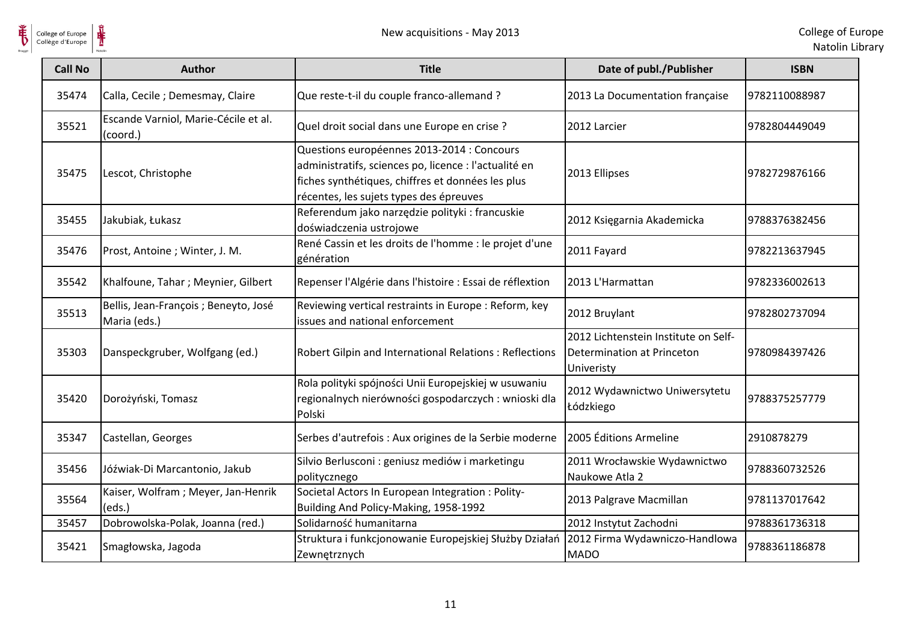| Call No | Author | Title | Date of publ./Publisher | ISBN |
|---|---|---|---|---|
| 35474 | Calla, Cecile ; Demesmay, Claire | Que reste-t-il du couple franco-allemand ? | 2013 La Documentation française | 9782110088987 |
| 35521 | Escande Varniol, Marie-Cécile et al. (coord.) | Quel droit social dans une Europe en crise ? | 2012 Larcier | 9782804449049 |
| 35475 | Lescot, Christophe | Questions européennes 2013-2014 : Concours administratifs, sciences po, licence : l'actualité en fiches synthétiques, chiffres et données les plus récentes, les sujets types des épreuves | 2013 Ellipses | 9782729876166 |
| 35455 | Jakubiak, Łukasz | Referendum jako narzędzie polityki : francuskie doświadczenia ustrojowe | 2012 Księgarnia Akademicka | 9788376382456 |
| 35476 | Prost, Antoine ; Winter, J. M. | René Cassin et les droits de l'homme : le projet d'une génération | 2011 Fayard | 9782213637945 |
| 35542 | Khalfoune, Tahar ; Meynier, Gilbert | Repenser l'Algérie dans l'histoire : Essai de réflextion | 2013 L'Harmattan | 9782336002613 |
| 35513 | Bellis, Jean-François ; Beneyto, José Maria (eds.) | Reviewing vertical restraints in Europe : Reform, key issues and national enforcement | 2012 Bruylant | 9782802737094 |
| 35303 | Danspeckgruber, Wolfgang (ed.) | Robert Gilpin and International Relations : Reflections | 2012 Lichtenstein Institute on Self-Determination at Princeton Univeristy | 9780984397426 |
| 35420 | Dorożyński, Tomasz | Rola polityki spójności Unii Europejskiej w usuwaniu regionalnych nierówności gospodarczych : wnioski dla Polski | 2012 Wydawnictwo Uniwersytetu Łódzkiego | 9788375257779 |
| 35347 | Castellan, Georges | Serbes d'autrefois : Aux origines de la Serbie moderne | 2005 Éditions Armeline | 2910878279 |
| 35456 | Jóźwiak-Di Marcantonio, Jakub | Silvio Berlusconi : geniusz mediów i marketingu politycznego | 2011 Wrocławskie Wydawnictwo Naukowe Atla 2 | 9788360732526 |
| 35564 | Kaiser, Wolfram ; Meyer, Jan-Henrik (eds.) | Societal Actors In European Integration : Polity-Building And Policy-Making, 1958-1992 | 2013 Palgrave Macmillan | 9781137017642 |
| 35457 | Dobrowolska-Polak, Joanna (red.) | Solidarność humanitarna | 2012 Instytut Zachodni | 9788361736318 |
| 35421 | Smagłowska, Jagoda | Struktura i funkcjonowanie Europejskiej Służby Działań Zewnętrznych | 2012 Firma Wydawniczo-Handlowa MADO | 9788361186878 |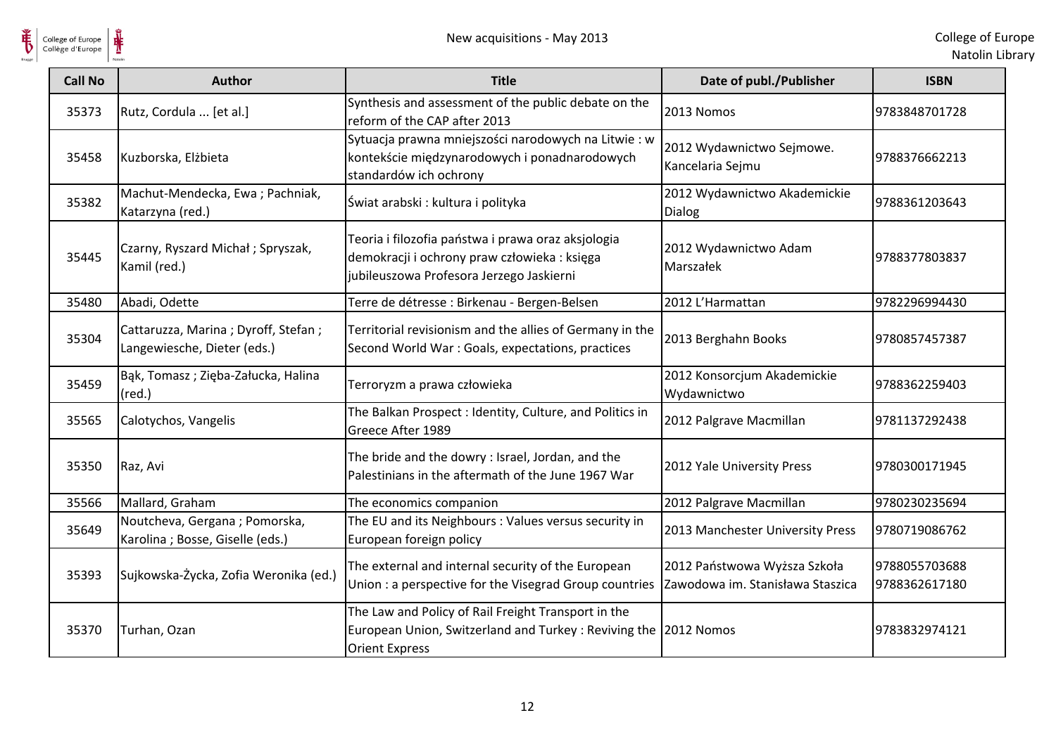| Call No | Author | Title | Date of publ./Publisher | ISBN |
|---|---|---|---|---|
| 35373 | Rutz, Cordula ... [et al.] | Synthesis and assessment of the public debate on the reform of the CAP after 2013 | 2013 Nomos | 9783848701728 |
| 35458 | Kuzborska, Elżbieta | Sytuacja prawna mniejszości narodowych na Litwie : w kontekście międzynarodowych i ponadnarodowych standardów ich ochrony | 2012 Wydawnictwo Sejmowe. Kancelaria Sejmu | 9788376662213 |
| 35382 | Machut-Mendecka, Ewa ; Pachniak, Katarzyna (red.) | Świat arabski : kultura i polityka | 2012 Wydawnictwo Akademickie Dialog | 9788361203643 |
| 35445 | Czarny, Ryszard Michał ; Spryszak, Kamil (red.) | Teoria i filozofia państwa i prawa oraz aksjologia demokracji i ochrony praw człowieka : księga jubileuszowa Profesora Jerzego Jaskierni | 2012 Wydawnictwo Adam Marszałek | 9788377803837 |
| 35480 | Abadi, Odette | Terre de détresse : Birkenau - Bergen-Belsen | 2012 L'Harmattan | 9782296994430 |
| 35304 | Cattaruzza, Marina ; Dyroff, Stefan ; Langewiesche, Dieter (eds.) | Territorial revisionism and the allies of Germany in the Second World War : Goals, expectations, practices | 2013 Berghahn Books | 9780857457387 |
| 35459 | Bąk, Tomasz ; Zięba-Załucka, Halina (red.) | Terroryzm a prawa człowieka | 2012 Konsorcjum Akademickie Wydawnictwo | 9788362259403 |
| 35565 | Calotychos, Vangelis | The Balkan Prospect : Identity, Culture, and Politics in Greece After 1989 | 2012 Palgrave Macmillan | 9781137292438 |
| 35350 | Raz, Avi | The bride and the dowry : Israel, Jordan, and the Palestinians in the aftermath of the June 1967 War | 2012 Yale University Press | 9780300171945 |
| 35566 | Mallard, Graham | The economics companion | 2012 Palgrave Macmillan | 9780230235694 |
| 35649 | Noutcheva, Gergana ; Pomorska, Karolina ; Bosse, Giselle (eds.) | The EU and its Neighbours : Values versus security in European foreign policy | 2013 Manchester University Press | 9780719086762 |
| 35393 | Sujkowska-Życka, Zofia Weronika (ed.) | The external and internal security of the European Union : a perspective for the Visegrad Group countries | 2012 Państwowa Wyższa Szkoła Zawodowa im. Stanisława Staszica | 9788055703688 9788362617180 |
| 35370 | Turhan, Ozan | The Law and Policy of Rail Freight Transport in the European Union, Switzerland and Turkey : Reviving the Orient Express | 2012 Nomos | 9783832974121 |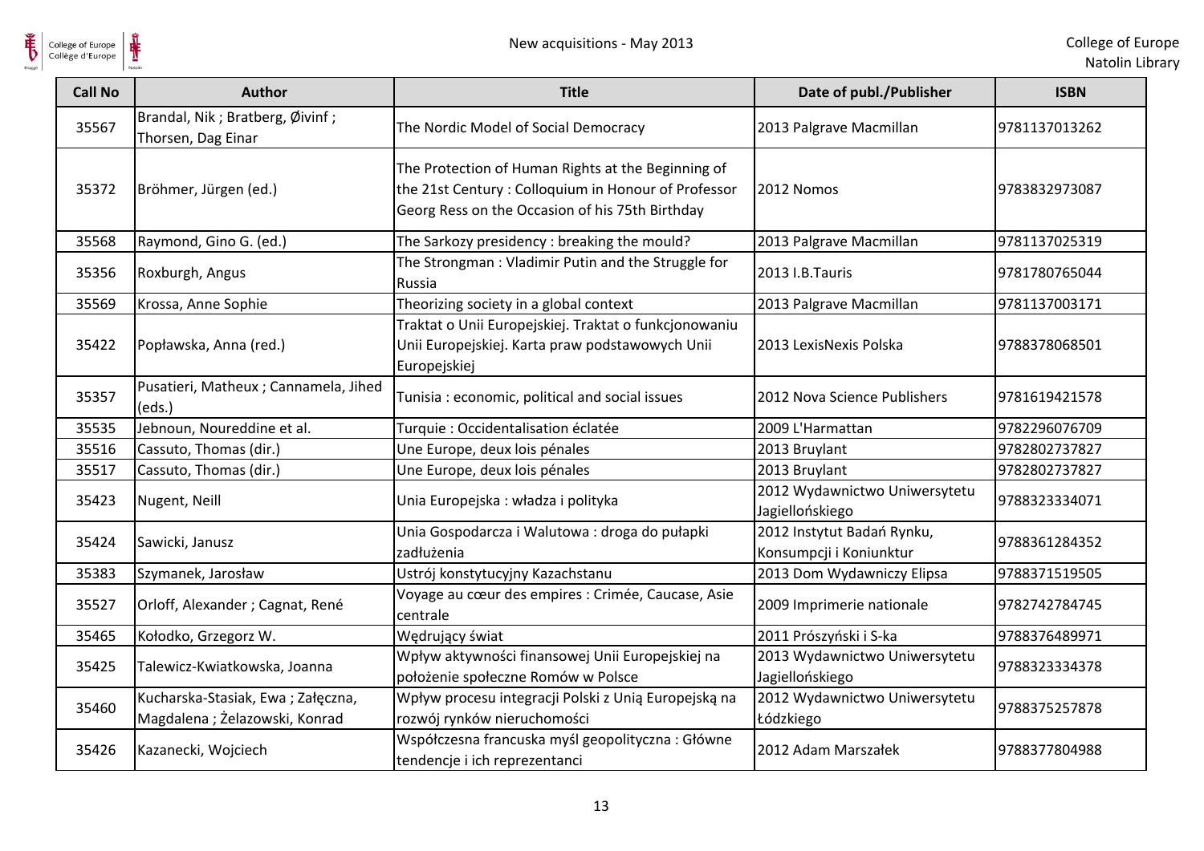| Call No | Author | Title | Date of publ./Publisher | ISBN |
| --- | --- | --- | --- | --- |
| 35567 | Brandal, Nik ; Bratberg, Øivinf ; Thorsen, Dag Einar | The Nordic Model of Social Democracy | 2013 Palgrave Macmillan | 9781137013262 |
| 35372 | Bröhmer, Jürgen (ed.) | The Protection of Human Rights at the Beginning of the 21st Century : Colloquium in Honour of Professor Georg Ress on the Occasion of his 75th Birthday | 2012 Nomos | 9783832973087 |
| 35568 | Raymond, Gino G. (ed.) | The Sarkozy presidency : breaking the mould? | 2013 Palgrave Macmillan | 9781137025319 |
| 35356 | Roxburgh, Angus | The Strongman : Vladimir Putin and the Struggle for Russia | 2013 I.B.Tauris | 9781780765044 |
| 35569 | Krossa, Anne Sophie | Theorizing society in a global context | 2013 Palgrave Macmillan | 9781137003171 |
| 35422 | Popławska, Anna (red.) | Traktat o Unii Europejskiej. Traktat o funkcjonowaniu Unii Europejskiej. Karta praw podstawowych Unii Europejskiej | 2013 LexisNexis Polska | 9788378068501 |
| 35357 | Pusatieri, Matheux ; Cannamela, Jihed (eds.) | Tunisia : economic, political and social issues | 2012 Nova Science Publishers | 9781619421578 |
| 35535 | Jebnoun, Noureddine et al. | Turquie : Occidentalisation éclatée | 2009 L'Harmattan | 9782296076709 |
| 35516 | Cassuto, Thomas (dir.) | Une Europe, deux lois pénales | 2013 Bruylant | 9782802737827 |
| 35517 | Cassuto, Thomas (dir.) | Une Europe, deux lois pénales | 2013 Bruylant | 9782802737827 |
| 35423 | Nugent, Neill | Unia Europejska : władza i polityka | 2012 Wydawnictwo Uniwersytetu Jagiellońskiego | 9788323334071 |
| 35424 | Sawicki, Janusz | Unia Gospodarcza i Walutowa : droga do pułapki zadłużenia | 2012 Instytut Badań Rynku, Konsumpcji i Koniunktur | 9788361284352 |
| 35383 | Szymanek, Jarosław | Ustrój konstytucyjny Kazachstanu | 2013 Dom Wydawniczy Elipsa | 9788371519505 |
| 35527 | Orloff, Alexander ; Cagnat, René | Voyage au cœur des empires : Crimée, Caucase, Asie centrale | 2009 Imprimerie nationale | 9782742784745 |
| 35465 | Kołodko, Grzegorz W. | Wędrujący świat | 2011 Prószyński i S-ka | 9788376489971 |
| 35425 | Talewicz-Kwiatkowska, Joanna | Wpływ aktywności finansowej Unii Europejskiej na położenie społeczne Romów w Polsce | 2013 Wydawnictwo Uniwersytetu Jagiellońskiego | 9788323334378 |
| 35460 | Kucharska-Stasiak, Ewa ; Załęczna, Magdalena ; Żelazowski, Konrad | Wpływ procesu integracji Polski z Unią Europejską na rozwój rynków nieruchomości | 2012 Wydawnictwo Uniwersytetu Łódzkiego | 9788375257878 |
| 35426 | Kazanecki, Wojciech | Współczesna francuska myśl geopolityczna : Główne tendencje i ich reprezentanci | 2012 Adam Marszałek | 9788377804988 |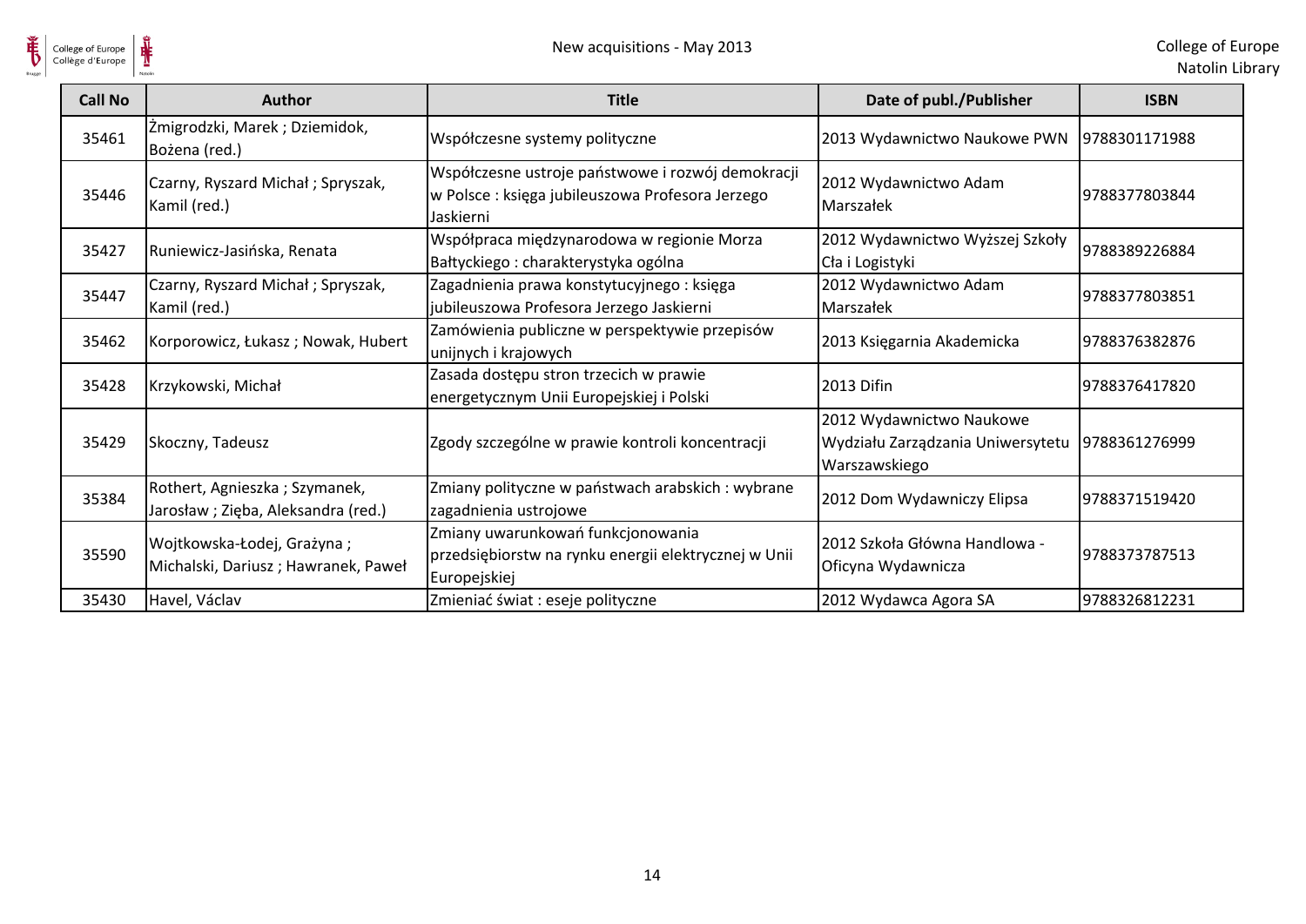| Call No | Author | Title | Date of publ./Publisher | ISBN |
| --- | --- | --- | --- | --- |
| 35461 | Żmigrodzki, Marek ; Dziemidok, Bożena (red.) | Współczesne systemy polityczne | 2013 Wydawnictwo Naukowe PWN | 9788301171988 |
| 35446 | Czarny, Ryszard Michał ; Spryszak, Kamil (red.) | Współczesne ustroje państwowe i rozwój demokracji w Polsce : księga jubileuszowa Profesora Jerzego Jaskierni | 2012 Wydawnictwo Adam Marszałek | 9788377803844 |
| 35427 | Runiewicz-Jasińska, Renata | Współpraca międzynarodowa w regionie Morza Bałtyckiego : charakterystyka ogólna | 2012 Wydawnictwo Wyższej Szkoły Cła i Logistyki | 9788389226884 |
| 35447 | Czarny, Ryszard Michał ; Spryszak, Kamil (red.) | Zagadnienia prawa konstytucyjnego : księga jubileuszowa Profesora Jerzego Jaskierni | 2012 Wydawnictwo Adam Marszałek | 9788377803851 |
| 35462 | Korporowicz, Łukasz ; Nowak, Hubert | Zamówienia publiczne w perspektywie przepisów unijnych i krajowych | 2013 Księgarnia Akademicka | 9788376382876 |
| 35428 | Krzykowski, Michał | Zasada dostępu stron trzecich w prawie energetycznym Unii Europejskiej i Polski | 2013 Difin | 9788376417820 |
| 35429 | Skoczny, Tadeusz | Zgody szczególne w prawie kontroli koncentracji | 2012 Wydawnictwo Naukowe Wydziału Zarządzania Uniwersytetu Warszawskiego | 9788361276999 |
| 35384 | Rothert, Agnieszka ; Szymanek, Jarosław ; Zięba, Aleksandra (red.) | Zmiany polityczne w państwach arabskich : wybrane zagadnienia ustrojowe | 2012 Dom Wydawniczy Elipsa | 9788371519420 |
| 35590 | Wojtkowska-Łodej, Grażyna ; Michalski, Dariusz ; Hawranek, Paweł | Zmiany uwarunkowań funkcjonowania przedsiębiorstw na rynku energii elektrycznej w Unii Europejskiej | 2012 Szkoła Główna Handlowa - Oficyna Wydawnicza | 9788373787513 |
| 35430 | Havel, Václav | Zmieniać świat : eseje polityczne | 2012 Wydawca Agora SA | 9788326812231 |